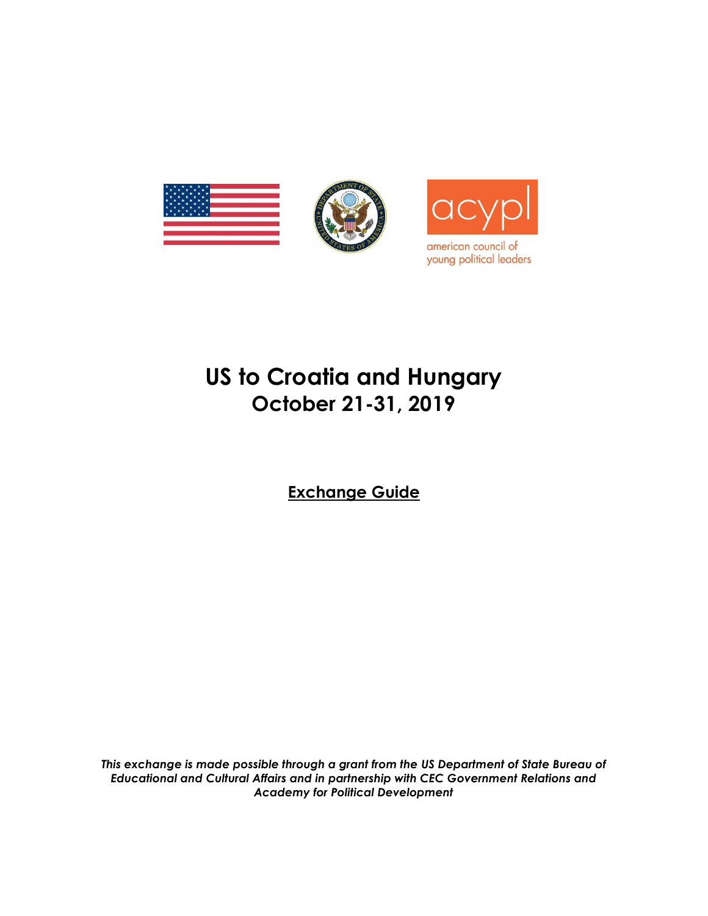acypl

american council of young political leaders

# US to Croatia and Hungary
## October 21-31, 2019

**Exchange Guide**

***This exchange is made possible through a grant from the US Department of State Bureau of Educational and Cultural Affairs and in partnership with CEC Government Relations and Academy for Political Development***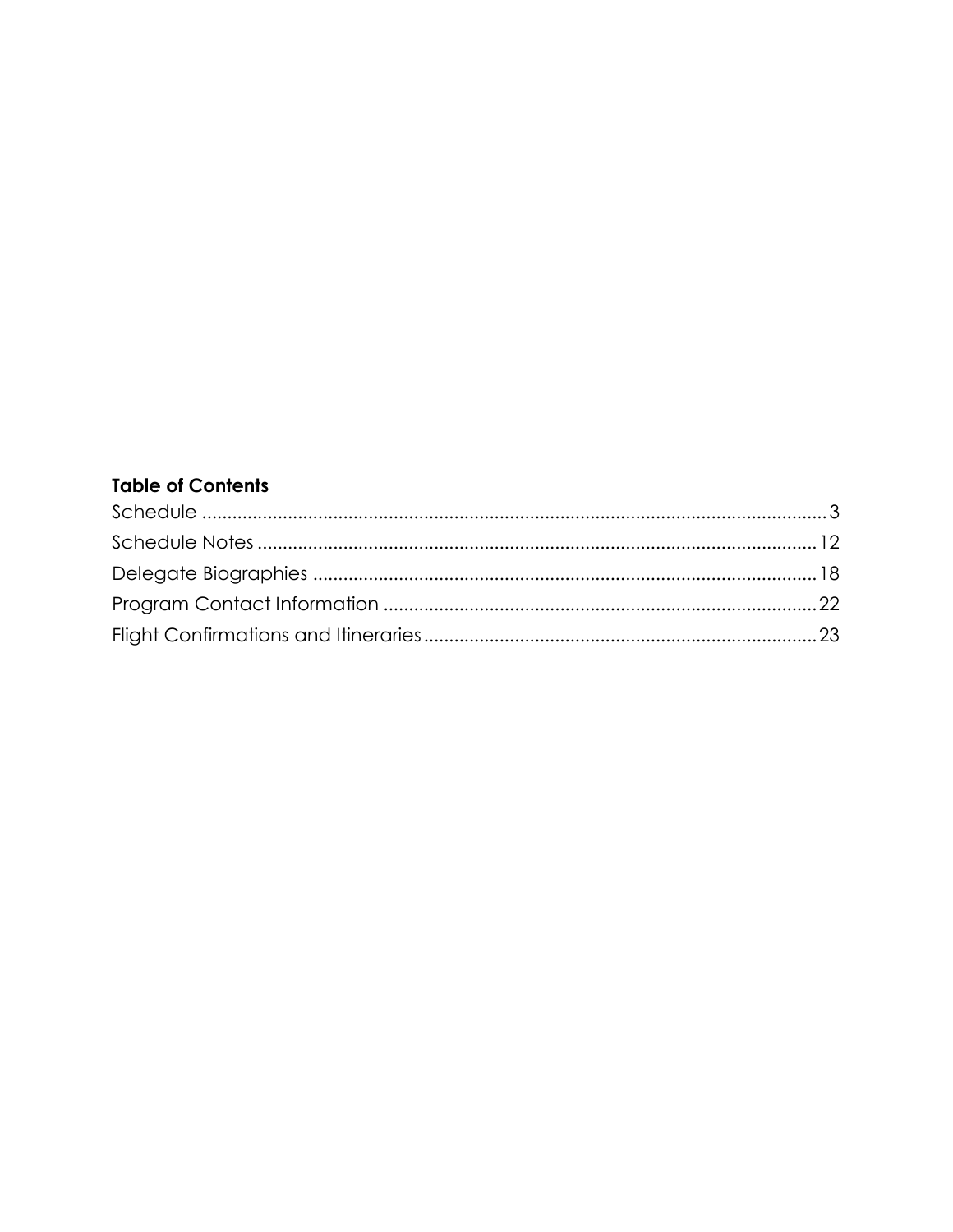**Table of Contents**

Schedule ........................................................................................................................ 3

Schedule Notes ............................................................................................................ 12

Delegate Biographies ................................................................................................... 18

Program Contact Information ..................................................................................... 22

Flight Confirmations and Itineraries ............................................................................ 23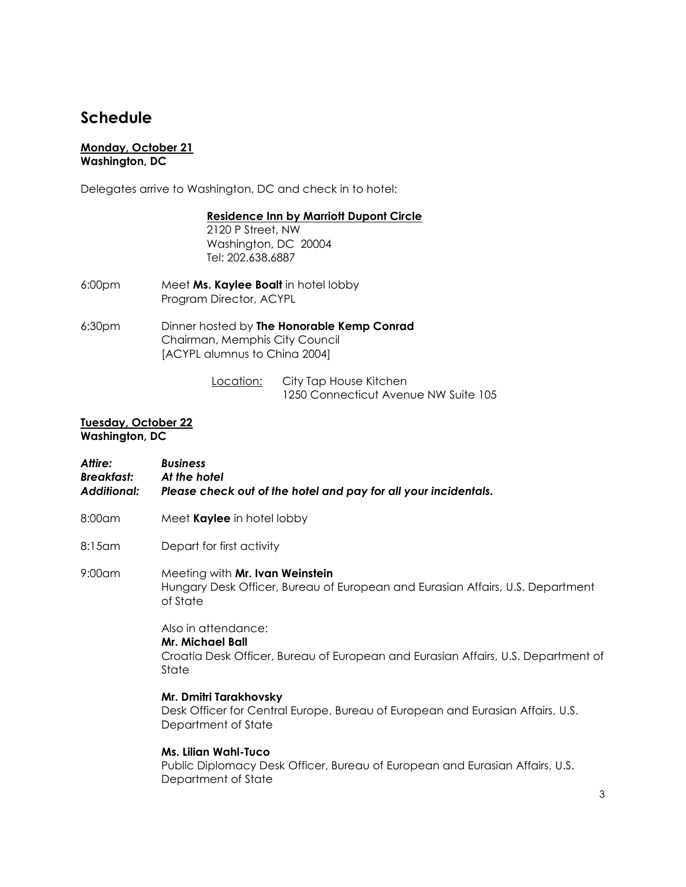# Schedule

**<u>Monday, October 21</u>**
**Washington, DC**

Delegates arrive to Washington, DC and check in to hotel:

> **<u>Residence Inn by Marriott Dupont Circle</u>**
> 2120 P Street, NW
> Washington, DC 20004
> Tel: 202.638.6887

6:00pm — Meet **Ms. Kaylee Boalt** in hotel lobby
Program Director, ACYPL

6:30pm — Dinner hosted by **The Honorable Kemp Conrad**
Chairman, Memphis City Council
[ACYPL alumnus to China 2004]

<u>Location:</u> City Tap House Kitchen
1250 Connecticut Avenue NW Suite 105

**<u>Tuesday, October 22</u>**
**Washington, DC**

***Attire:*** ***Business***
***Breakfast:*** ***At the hotel***
***Additional:*** ***Please check out of the hotel and pay for all your incidentals.***

8:00am — Meet **Kaylee** in hotel lobby

8:15am — Depart for first activity

9:00am — Meeting with **Mr. Ivan Weinstein**
Hungary Desk Officer, Bureau of European and Eurasian Affairs, U.S. Department of State

Also in attendance:
**Mr. Michael Ball**
Croatia Desk Officer, Bureau of European and Eurasian Affairs, U.S. Department of State

**Mr. Dmitri Tarakhovsky**
Desk Officer for Central Europe, Bureau of European and Eurasian Affairs, U.S. Department of State

**Ms. Lilian Wahl-Tuco**
Public Diplomacy Desk Officer, Bureau of European and Eurasian Affairs, U.S. Department of State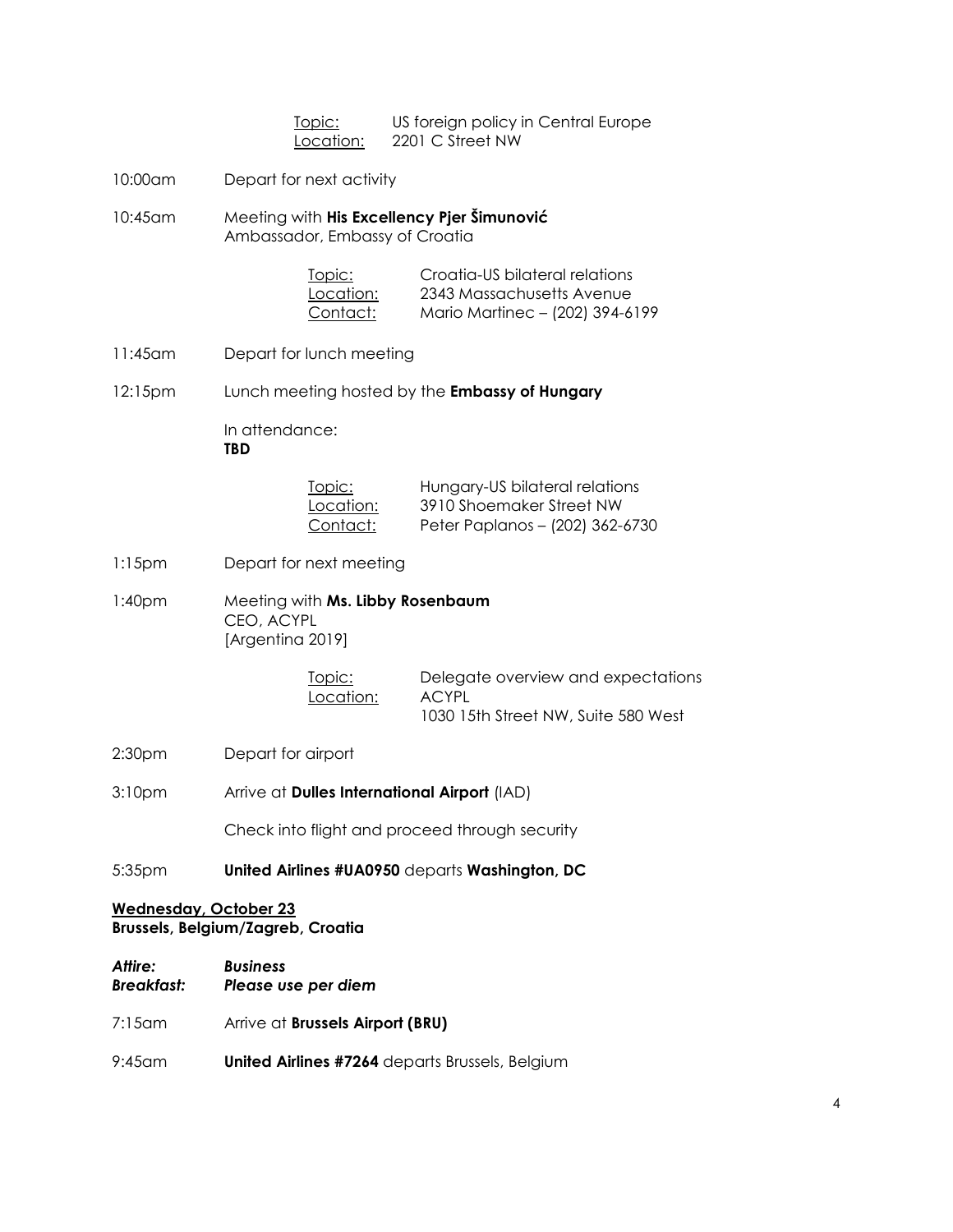Topic: US foreign policy in Central Europe
Location: 2201 C Street NW

10:00am Depart for next activity

10:45am Meeting with **His Excellency Pjer Šimunović**
Ambassador, Embassy of Croatia

Topic: Croatia-US bilateral relations
Location: 2343 Massachusetts Avenue
Contact: Mario Martinec – (202) 394-6199

11:45am Depart for lunch meeting

12:15pm Lunch meeting hosted by the **Embassy of Hungary**

In attendance:
**TBD**

Topic: Hungary-US bilateral relations
Location: 3910 Shoemaker Street NW
Contact: Peter Paplanos – (202) 362-6730

1:15pm Depart for next meeting

1:40pm Meeting with **Ms. Libby Rosenbaum**
CEO, ACYPL
[Argentina 2019]

Topic: Delegate overview and expectations
Location: ACYPL
1030 15th Street NW, Suite 580 West

2:30pm Depart for airport

3:10pm Arrive at **Dulles International Airport** (IAD)

Check into flight and proceed through security

5:35pm **United Airlines #UA0950** departs **Washington, DC**

**Wednesday, October 23**
**Brussels, Belgium/Zagreb, Croatia**

***Attire:*** ***Business***
***Breakfast:*** ***Please use per diem***

7:15am Arrive at **Brussels Airport (BRU)**

9:45am **United Airlines #7264** departs Brussels, Belgium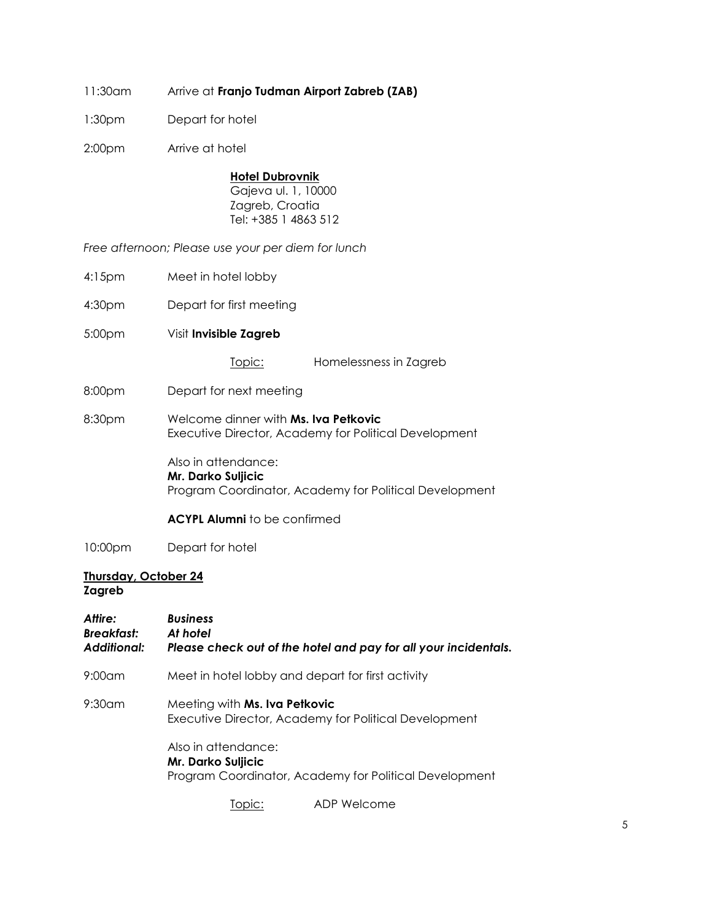11:30am Arrive at **Franjo Tudman Airport Zabreb (ZAB)**

1:30pm Depart for hotel

2:00pm Arrive at hotel

**Hotel Dubrovnik**
Gajeva ul. 1, 10000
Zagreb, Croatia
Tel: +385 1 4863 512

*Free afternoon; Please use your per diem for lunch*

4:15pm Meet in hotel lobby

4:30pm Depart for first meeting

5:00pm Visit **Invisible Zagreb**

Topic: Homelessness in Zagreb

8:00pm Depart for next meeting

8:30pm Welcome dinner with **Ms. Iva Petkovic**
Executive Director, Academy for Political Development

Also in attendance:
**Mr. Darko Suljicic**
Program Coordinator, Academy for Political Development

**ACYPL Alumni** to be confirmed

10:00pm Depart for hotel

## Thursday, October 24
**Zagreb**

***Attire:*** ***Business***
***Breakfast:*** ***At hotel***
***Additional:*** ***Please check out of the hotel and pay for all your incidentals.***

9:00am Meet in hotel lobby and depart for first activity

9:30am Meeting with **Ms. Iva Petkovic**
Executive Director, Academy for Political Development

Also in attendance:
**Mr. Darko Suljicic**
Program Coordinator, Academy for Political Development

Topic: ADP Welcome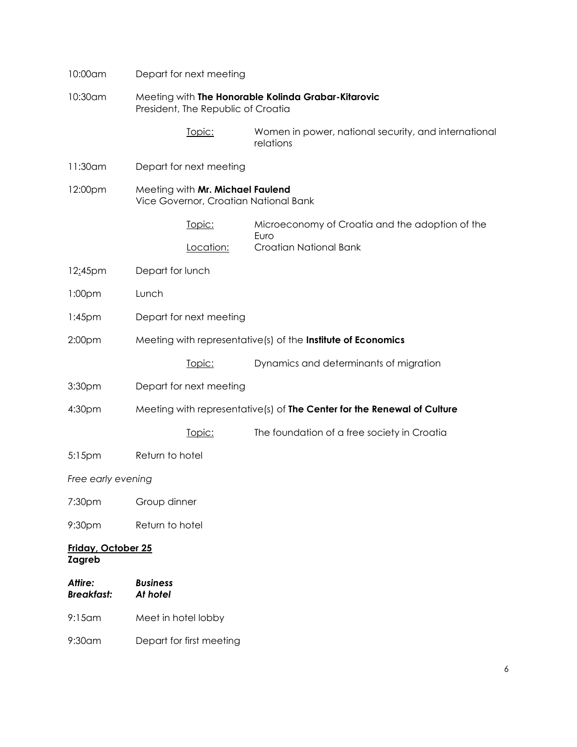10:00am Depart for next meeting

10:30am Meeting with **The Honorable Kolinda Grabar-Kitarovic**
President, The Republic of Croatia

Topic: Women in power, national security, and international relations

11:30am Depart for next meeting

12:00pm Meeting with **Mr. Michael Faulend**
Vice Governor, Croatian National Bank

Topic: Microeconomy of Croatia and the adoption of the Euro
Location: Croatian National Bank

12:45pm Depart for lunch

1:00pm Lunch

1:45pm Depart for next meeting

2:00pm Meeting with representative(s) of the **Institute of Economics**

Topic: Dynamics and determinants of migration

3:30pm Depart for next meeting

4:30pm Meeting with representative(s) of **The Center for the Renewal of Culture**

Topic: The foundation of a free society in Croatia

5:15pm Return to hotel

*Free early evening*

7:30pm Group dinner

9:30pm Return to hotel

**Friday, October 25**
**Zagreb**

***Attire:*** ***Business***
***Breakfast:*** ***At hotel***

9:15am Meet in hotel lobby

9:30am Depart for first meeting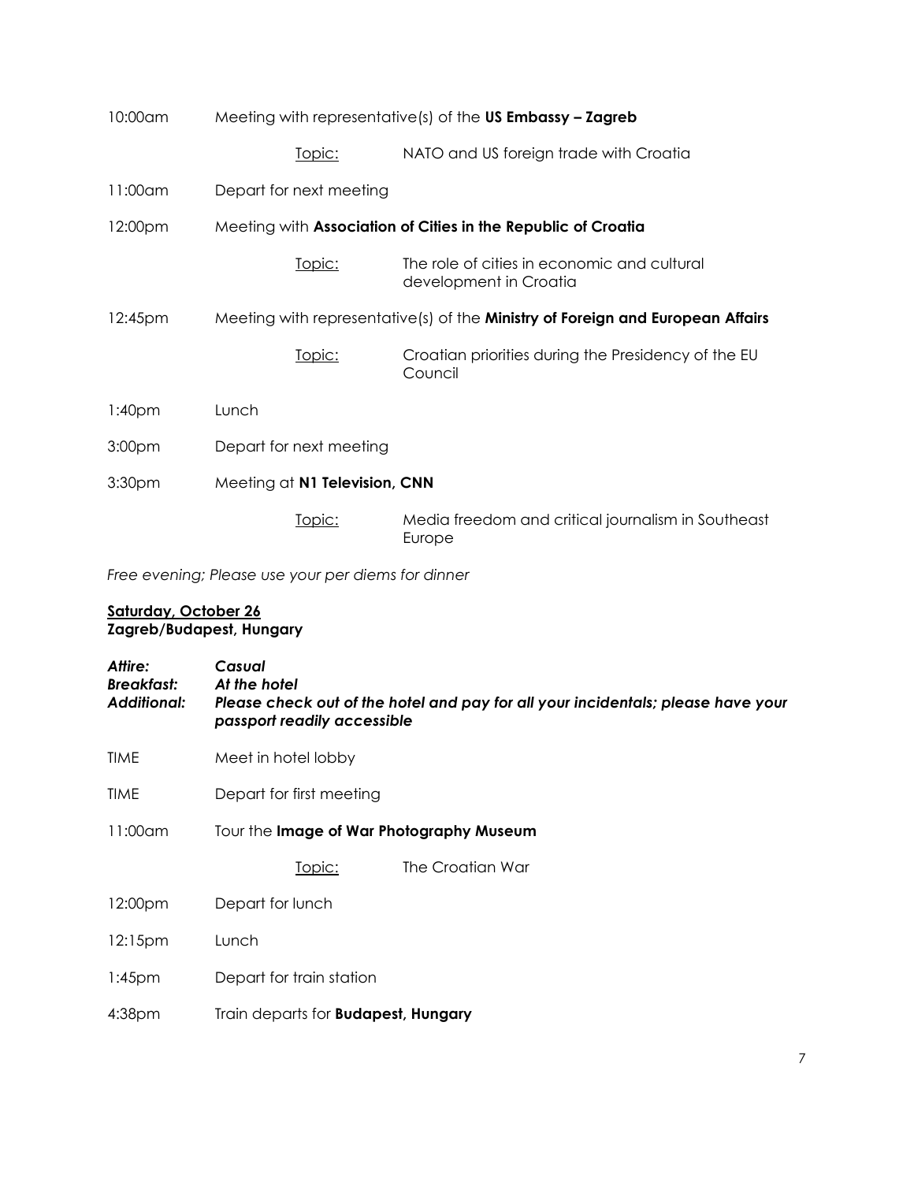10:00am Meeting with representative(s) of the **US Embassy – Zagreb**

Topic: NATO and US foreign trade with Croatia

11:00am Depart for next meeting

12:00pm Meeting with **Association of Cities in the Republic of Croatia**

Topic: The role of cities in economic and cultural development in Croatia

12:45pm Meeting with representative(s) of the **Ministry of Foreign and European Affairs**

Topic: Croatian priorities during the Presidency of the EU Council

1:40pm Lunch

3:00pm Depart for next meeting

3:30pm Meeting at **N1 Television, CNN**

Topic: Media freedom and critical journalism in Southeast Europe

*Free evening; Please use your per diems for dinner*

**Saturday, October 26**
**Zagreb/Budapest, Hungary**

***Attire:*** ***Casual***
***Breakfast:*** ***At the hotel***
***Additional:*** ***Please check out of the hotel and pay for all your incidentals; please have your passport readily accessible***

TIME Meet in hotel lobby

TIME Depart for first meeting

11:00am Tour the **Image of War Photography Museum**

Topic: The Croatian War

12:00pm Depart for lunch

12:15pm Lunch

1:45pm Depart for train station

4:38pm Train departs for **Budapest, Hungary**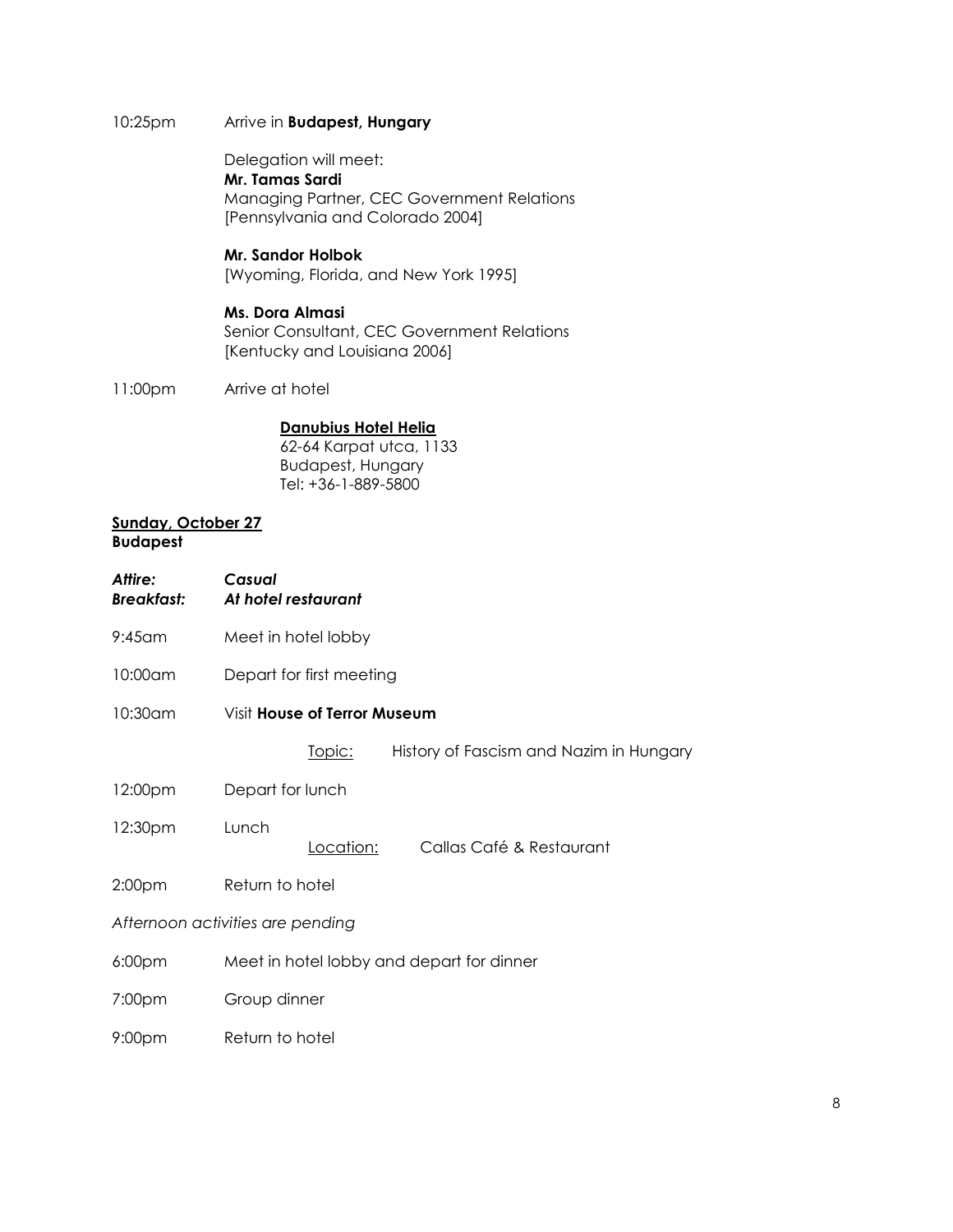10:25pm Arrive in **Budapest, Hungary**

Delegation will meet:
**Mr. Tamas Sardi**
Managing Partner, CEC Government Relations
[Pennsylvania and Colorado 2004]

**Mr. Sandor Holbok**
[Wyoming, Florida, and New York 1995]

**Ms. Dora Almasi**
Senior Consultant, CEC Government Relations
[Kentucky and Louisiana 2006]

11:00pm Arrive at hotel

**Danubius Hotel Helia**
62-64 Karpat utca, 1133
Budapest, Hungary
Tel: +36-1-889-5800

**Sunday, October 27**
**Budapest**

***Attire:*** ***Casual***
***Breakfast:*** ***At hotel restaurant***

9:45am Meet in hotel lobby

10:00am Depart for first meeting

10:30am Visit **House of Terror Museum**

Topic: History of Fascism and Nazim in Hungary

12:00pm Depart for lunch

12:30pm Lunch

Location: Callas Café & Restaurant

2:00pm Return to hotel

*Afternoon activities are pending*

6:00pm Meet in hotel lobby and depart for dinner

7:00pm Group dinner

9:00pm Return to hotel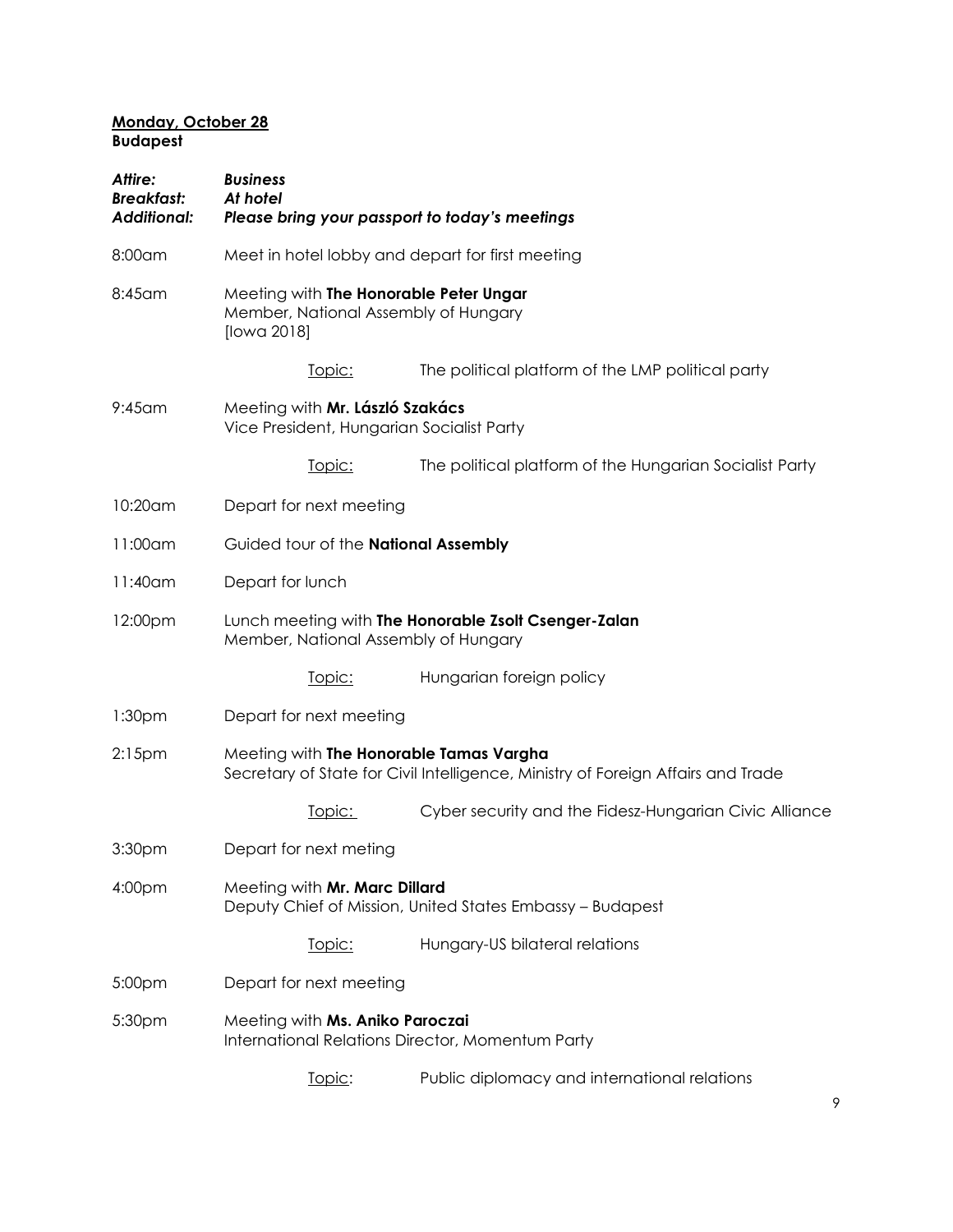**<u>Monday, October 28</u>**
**Budapest**

***Attire:*** ***Business***
***Breakfast:*** ***At hotel***
***Additional:*** ***Please bring your passport to today's meetings***

8:00am Meet in hotel lobby and depart for first meeting

8:45am Meeting with **The Honorable Peter Ungar**
Member, National Assembly of Hungary
[Iowa 2018]

<u>Topic:</u> The political platform of the LMP political party

9:45am Meeting with **Mr. László Szakács**
Vice President, Hungarian Socialist Party

<u>Topic:</u> The political platform of the Hungarian Socialist Party

10:20am Depart for next meeting

11:00am Guided tour of the **National Assembly**

11:40am Depart for lunch

12:00pm Lunch meeting with **The Honorable Zsolt Csenger-Zalan**
Member, National Assembly of Hungary

<u>Topic:</u> Hungarian foreign policy

1:30pm Depart for next meeting

2:15pm Meeting with **The Honorable Tamas Vargha**
Secretary of State for Civil Intelligence, Ministry of Foreign Affairs and Trade

<u>Topic:</u> Cyber security and the Fidesz-Hungarian Civic Alliance

3:30pm Depart for next meting

4:00pm Meeting with **Mr. Marc Dillard**
Deputy Chief of Mission, United States Embassy – Budapest

<u>Topic:</u> Hungary-US bilateral relations

5:00pm Depart for next meeting

5:30pm Meeting with **Ms. Aniko Paroczai**
International Relations Director, Momentum Party

<u>Topic</u>: Public diplomacy and international relations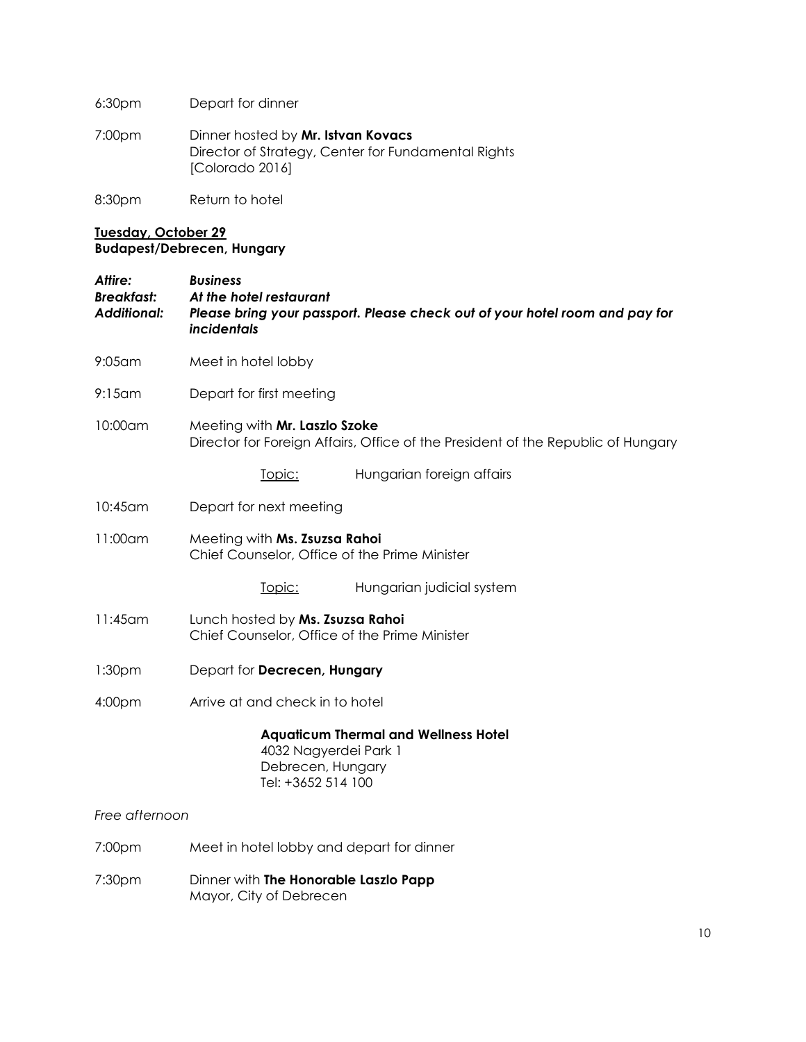6:30pm Depart for dinner

7:00pm Dinner hosted by **Mr. Istvan Kovacs**
Director of Strategy, Center for Fundamental Rights
[Colorado 2016]

8:30pm Return to hotel

**Tuesday, October 29**
**Budapest/Debrecen, Hungary**

***Attire:*** ***Business***
***Breakfast:*** ***At the hotel restaurant***
***Additional:*** ***Please bring your passport. Please check out of your hotel room and pay for incidentals***

9:05am Meet in hotel lobby

9:15am Depart for first meeting

10:00am Meeting with **Mr. Laszlo Szoke**
Director for Foreign Affairs, Office of the President of the Republic of Hungary

Topic: Hungarian foreign affairs

10:45am Depart for next meeting

11:00am Meeting with **Ms. Zsuzsa Rahoi**
Chief Counselor, Office of the Prime Minister

Topic: Hungarian judicial system

11:45am Lunch hosted by **Ms. Zsuzsa Rahoi**
Chief Counselor, Office of the Prime Minister

1:30pm Depart for **Decrecen, Hungary**

4:00pm Arrive at and check in to hotel

**Aquaticum Thermal and Wellness Hotel**
4032 Nagyerdei Park 1
Debrecen, Hungary
Tel: +3652 514 100

*Free afternoon*

7:00pm Meet in hotel lobby and depart for dinner

7:30pm Dinner with **The Honorable Laszlo Papp**
Mayor, City of Debrecen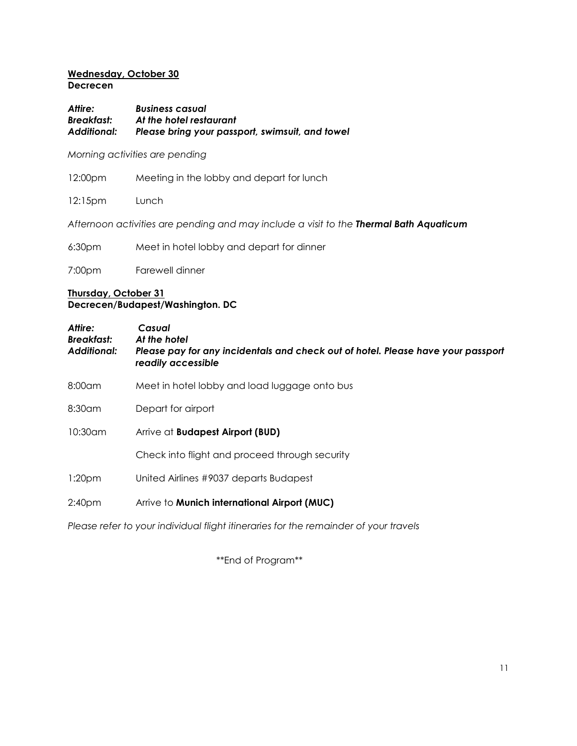**<u>Wednesday, October 30</u>**
**Decrecen**

***Attire:*** ***Business casual***
***Breakfast:*** ***At the hotel restaurant***
***Additional:*** ***Please bring your passport, swimsuit, and towel***

*Morning activities are pending*

12:00pm Meeting in the lobby and depart for lunch

12:15pm Lunch

*Afternoon activities are pending and may include a visit to the* ***Thermal Bath Aquaticum***

6:30pm Meet in hotel lobby and depart for dinner

7:00pm Farewell dinner

**<u>Thursday, October 31</u>**
**Decrecen/Budapest/Washington. DC**

***Attire:*** ***Casual***
***Breakfast:*** ***At the hotel***
***Additional:*** ***Please pay for any incidentals and check out of hotel. Please have your passport readily accessible***

8:00am Meet in hotel lobby and load luggage onto bus

8:30am Depart for airport

10:30am Arrive at **Budapest Airport (BUD)**

Check into flight and proceed through security

1:20pm United Airlines #9037 departs Budapest

2:40pm Arrive to **Munich international Airport (MUC)**

*Please refer to your individual flight itineraries for the remainder of your travels*

\*\*End of Program\*\*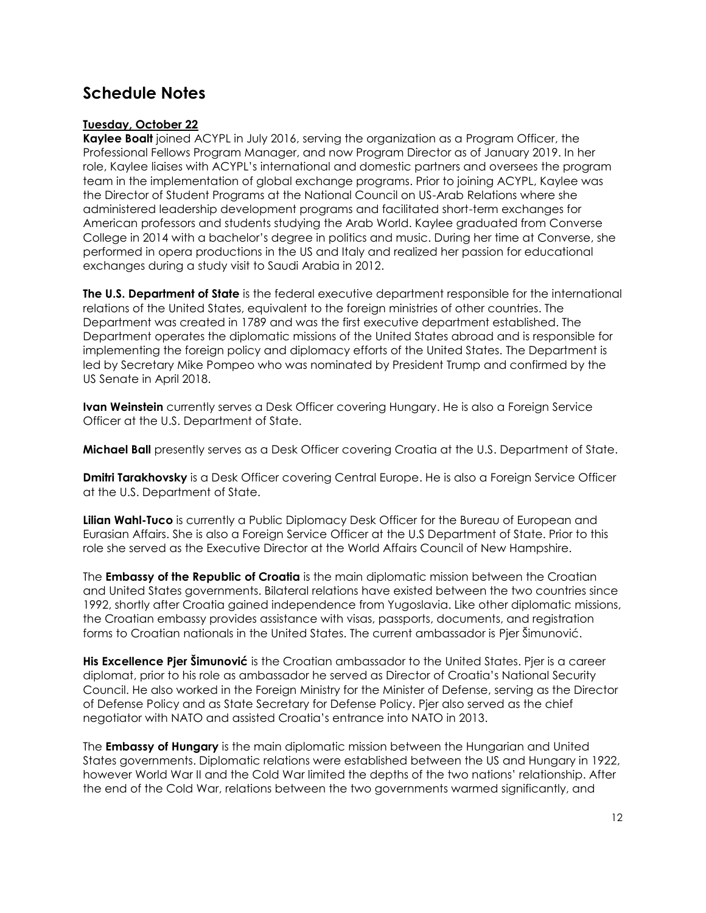## Schedule Notes

**Tuesday, October 22**

**Kaylee Boalt** joined ACYPL in July 2016, serving the organization as a Program Officer, the Professional Fellows Program Manager, and now Program Director as of January 2019. In her role, Kaylee liaises with ACYPL's international and domestic partners and oversees the program team in the implementation of global exchange programs. Prior to joining ACYPL, Kaylee was the Director of Student Programs at the National Council on US-Arab Relations where she administered leadership development programs and facilitated short-term exchanges for American professors and students studying the Arab World. Kaylee graduated from Converse College in 2014 with a bachelor's degree in politics and music. During her time at Converse, she performed in opera productions in the US and Italy and realized her passion for educational exchanges during a study visit to Saudi Arabia in 2012.

**The U.S. Department of State** is the federal executive department responsible for the international relations of the United States, equivalent to the foreign ministries of other countries. The Department was created in 1789 and was the first executive department established. The Department operates the diplomatic missions of the United States abroad and is responsible for implementing the foreign policy and diplomacy efforts of the United States. The Department is led by Secretary Mike Pompeo who was nominated by President Trump and confirmed by the US Senate in April 2018.

**Ivan Weinstein** currently serves a Desk Officer covering Hungary. He is also a Foreign Service Officer at the U.S. Department of State.

**Michael Ball** presently serves as a Desk Officer covering Croatia at the U.S. Department of State.

**Dmitri Tarakhovsky** is a Desk Officer covering Central Europe. He is also a Foreign Service Officer at the U.S. Department of State.

**Lilian Wahl-Tuco** is currently a Public Diplomacy Desk Officer for the Bureau of European and Eurasian Affairs. She is also a Foreign Service Officer at the U.S Department of State. Prior to this role she served as the Executive Director at the World Affairs Council of New Hampshire.

The **Embassy of the Republic of Croatia** is the main diplomatic mission between the Croatian and United States governments. Bilateral relations have existed between the two countries since 1992, shortly after Croatia gained independence from Yugoslavia. Like other diplomatic missions, the Croatian embassy provides assistance with visas, passports, documents, and registration forms to Croatian nationals in the United States. The current ambassador is Pjer Šimunović.

**His Excellence Pjer Šimunović** is the Croatian ambassador to the United States. Pjer is a career diplomat, prior to his role as ambassador he served as Director of Croatia's National Security Council. He also worked in the Foreign Ministry for the Minister of Defense, serving as the Director of Defense Policy and as State Secretary for Defense Policy. Pjer also served as the chief negotiator with NATO and assisted Croatia's entrance into NATO in 2013.

The **Embassy of Hungary** is the main diplomatic mission between the Hungarian and United States governments. Diplomatic relations were established between the US and Hungary in 1922, however World War II and the Cold War limited the depths of the two nations' relationship. After the end of the Cold War, relations between the two governments warmed significantly, and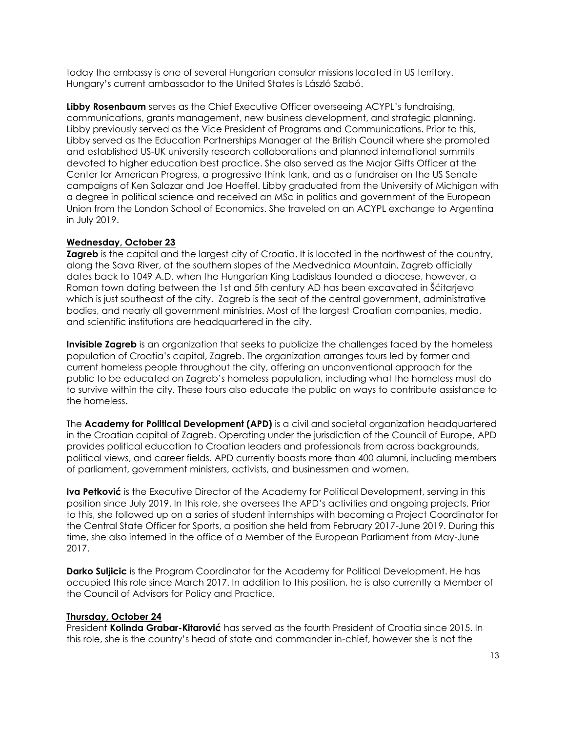today the embassy is one of several Hungarian consular missions located in US territory. Hungary's current ambassador to the United States is László Szabó.

**Libby Rosenbaum** serves as the Chief Executive Officer overseeing ACYPL's fundraising, communications, grants management, new business development, and strategic planning. Libby previously served as the Vice President of Programs and Communications. Prior to this, Libby served as the Education Partnerships Manager at the British Council where she promoted and established US-UK university research collaborations and planned international summits devoted to higher education best practice. She also served as the Major Gifts Officer at the Center for American Progress, a progressive think tank, and as a fundraiser on the US Senate campaigns of Ken Salazar and Joe Hoeffel. Libby graduated from the University of Michigan with a degree in political science and received an MSc in politics and government of the European Union from the London School of Economics. She traveled on an ACYPL exchange to Argentina in July 2019.

**Wednesday, October 23**

**Zagreb** is the capital and the largest city of Croatia. It is located in the northwest of the country, along the Sava River, at the southern slopes of the Medvednica Mountain. Zagreb officially dates back to 1049 A.D. when the Hungarian King Ladislaus founded a diocese, however, a Roman town dating between the 1st and 5th century AD has been excavated in Šćitarjevo which is just southeast of the city. Zagreb is the seat of the central government, administrative bodies, and nearly all government ministries. Most of the largest Croatian companies, media, and scientific institutions are headquartered in the city.

**Invisible Zagreb** is an organization that seeks to publicize the challenges faced by the homeless population of Croatia's capital, Zagreb. The organization arranges tours led by former and current homeless people throughout the city, offering an unconventional approach for the public to be educated on Zagreb's homeless population, including what the homeless must do to survive within the city. These tours also educate the public on ways to contribute assistance to the homeless.

The **Academy for Political Development (APD)** is a civil and societal organization headquartered in the Croatian capital of Zagreb. Operating under the jurisdiction of the Council of Europe, APD provides political education to Croatian leaders and professionals from across backgrounds, political views, and career fields. APD currently boasts more than 400 alumni, including members of parliament, government ministers, activists, and businessmen and women.

**Iva Petković** is the Executive Director of the Academy for Political Development, serving in this position since July 2019. In this role, she oversees the APD's activities and ongoing projects. Prior to this, she followed up on a series of student internships with becoming a Project Coordinator for the Central State Officer for Sports, a position she held from February 2017-June 2019. During this time, she also interned in the office of a Member of the European Parliament from May-June 2017.

**Darko Suljicic** is the Program Coordinator for the Academy for Political Development. He has occupied this role since March 2017. In addition to this position, he is also currently a Member of the Council of Advisors for Policy and Practice.

**Thursday, October 24**

President **Kolinda Grabar-Kitarović** has served as the fourth President of Croatia since 2015. In this role, she is the country's head of state and commander in-chief, however she is not the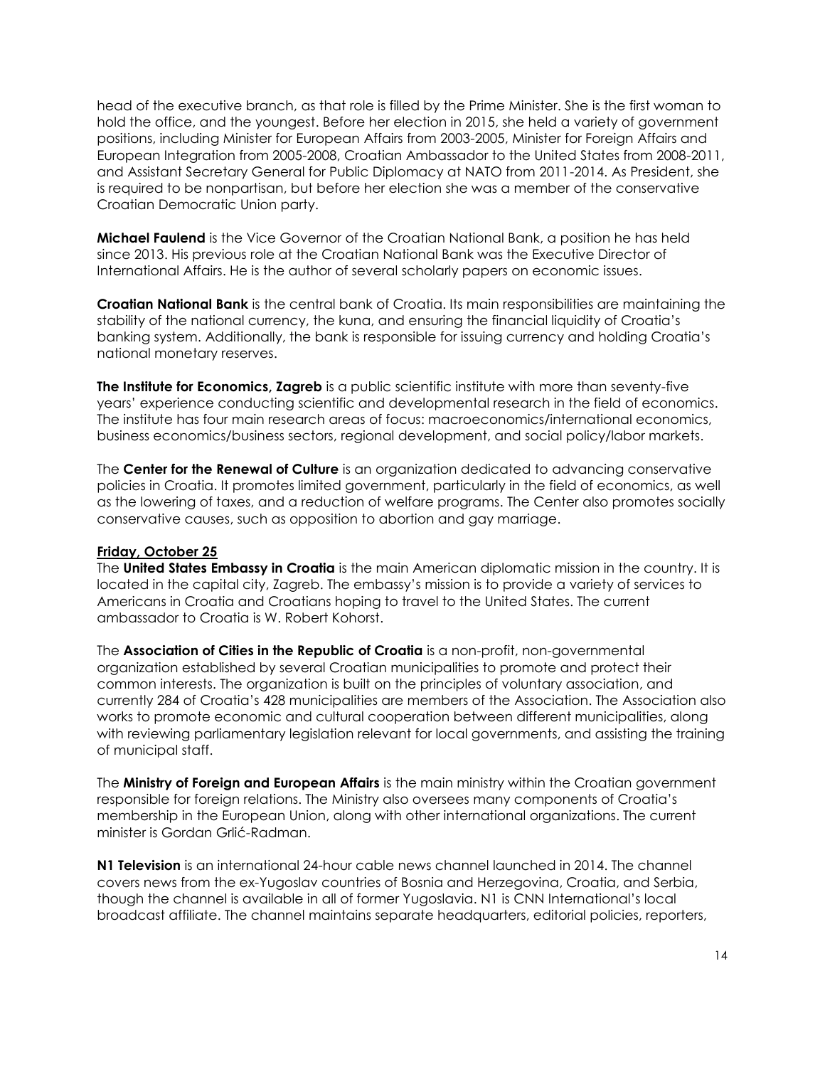head of the executive branch, as that role is filled by the Prime Minister. She is the first woman to hold the office, and the youngest. Before her election in 2015, she held a variety of government positions, including Minister for European Affairs from 2003-2005, Minister for Foreign Affairs and European Integration from 2005-2008, Croatian Ambassador to the United States from 2008-2011, and Assistant Secretary General for Public Diplomacy at NATO from 2011-2014. As President, she is required to be nonpartisan, but before her election she was a member of the conservative Croatian Democratic Union party.

**Michael Faulend** is the Vice Governor of the Croatian National Bank, a position he has held since 2013. His previous role at the Croatian National Bank was the Executive Director of International Affairs. He is the author of several scholarly papers on economic issues.

**Croatian National Bank** is the central bank of Croatia. Its main responsibilities are maintaining the stability of the national currency, the kuna, and ensuring the financial liquidity of Croatia's banking system. Additionally, the bank is responsible for issuing currency and holding Croatia's national monetary reserves.

**The Institute for Economics, Zagreb** is a public scientific institute with more than seventy-five years' experience conducting scientific and developmental research in the field of economics. The institute has four main research areas of focus: macroeconomics/international economics, business economics/business sectors, regional development, and social policy/labor markets.

The **Center for the Renewal of Culture** is an organization dedicated to advancing conservative policies in Croatia. It promotes limited government, particularly in the field of economics, as well as the lowering of taxes, and a reduction of welfare programs. The Center also promotes socially conservative causes, such as opposition to abortion and gay marriage.

**Friday, October 25**

The **United States Embassy in Croatia** is the main American diplomatic mission in the country. It is located in the capital city, Zagreb. The embassy's mission is to provide a variety of services to Americans in Croatia and Croatians hoping to travel to the United States. The current ambassador to Croatia is W. Robert Kohorst.

The **Association of Cities in the Republic of Croatia** is a non-profit, non-governmental organization established by several Croatian municipalities to promote and protect their common interests. The organization is built on the principles of voluntary association, and currently 284 of Croatia's 428 municipalities are members of the Association. The Association also works to promote economic and cultural cooperation between different municipalities, along with reviewing parliamentary legislation relevant for local governments, and assisting the training of municipal staff.

The **Ministry of Foreign and European Affairs** is the main ministry within the Croatian government responsible for foreign relations. The Ministry also oversees many components of Croatia's membership in the European Union, along with other international organizations. The current minister is Gordan Grlić-Radman.

**N1 Television** is an international 24-hour cable news channel launched in 2014. The channel covers news from the ex-Yugoslav countries of Bosnia and Herzegovina, Croatia, and Serbia, though the channel is available in all of former Yugoslavia. N1 is CNN International's local broadcast affiliate. The channel maintains separate headquarters, editorial policies, reporters,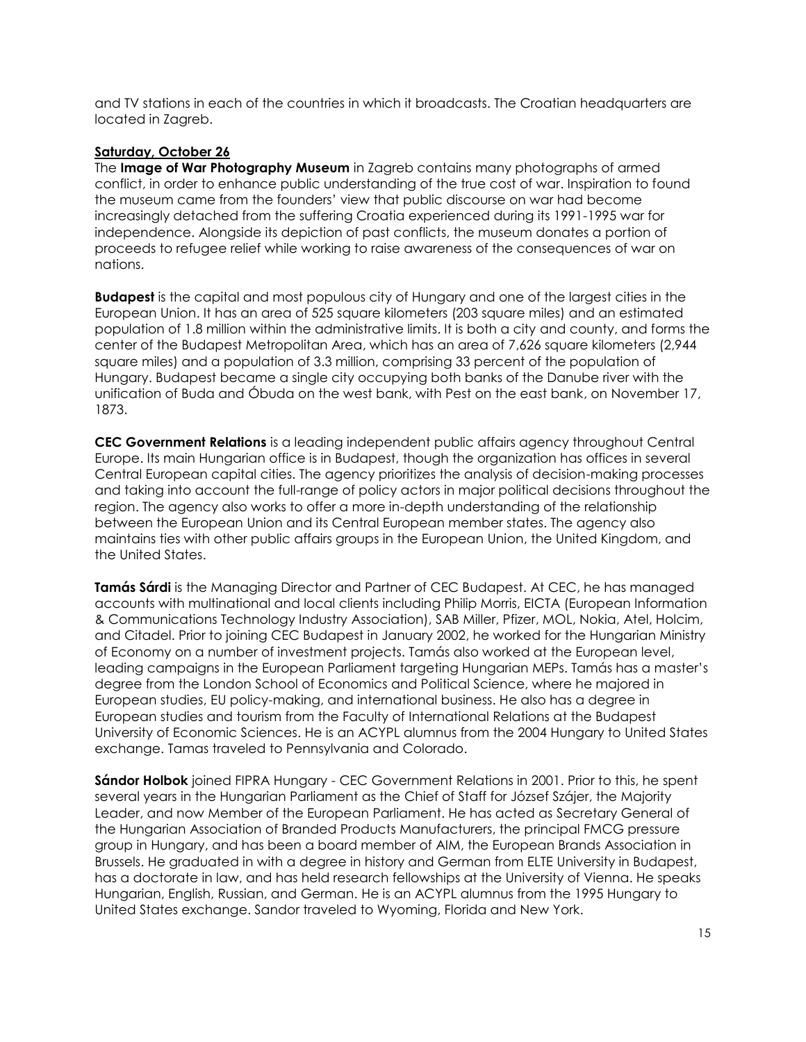and TV stations in each of the countries in which it broadcasts. The Croatian headquarters are located in Zagreb.

**Saturday, October 26**

The **Image of War Photography Museum** in Zagreb contains many photographs of armed conflict, in order to enhance public understanding of the true cost of war. Inspiration to found the museum came from the founders' view that public discourse on war had become increasingly detached from the suffering Croatia experienced during its 1991-1995 war for independence. Alongside its depiction of past conflicts, the museum donates a portion of proceeds to refugee relief while working to raise awareness of the consequences of war on nations.

**Budapest** is the capital and most populous city of Hungary and one of the largest cities in the European Union. It has an area of 525 square kilometers (203 square miles) and an estimated population of 1.8 million within the administrative limits. It is both a city and county, and forms the center of the Budapest Metropolitan Area, which has an area of 7,626 square kilometers (2,944 square miles) and a population of 3.3 million, comprising 33 percent of the population of Hungary. Budapest became a single city occupying both banks of the Danube river with the unification of Buda and Óbuda on the west bank, with Pest on the east bank, on November 17, 1873.

**CEC Government Relations** is a leading independent public affairs agency throughout Central Europe. Its main Hungarian office is in Budapest, though the organization has offices in several Central European capital cities. The agency prioritizes the analysis of decision-making processes and taking into account the full-range of policy actors in major political decisions throughout the region. The agency also works to offer a more in-depth understanding of the relationship between the European Union and its Central European member states. The agency also maintains ties with other public affairs groups in the European Union, the United Kingdom, and the United States.

**Tamás Sárdi** is the Managing Director and Partner of CEC Budapest. At CEC, he has managed accounts with multinational and local clients including Philip Morris, EICTA (European Information & Communications Technology Industry Association), SAB Miller, Pfizer, MOL, Nokia, Atel, Holcim, and Citadel. Prior to joining CEC Budapest in January 2002, he worked for the Hungarian Ministry of Economy on a number of investment projects. Tamás also worked at the European level, leading campaigns in the European Parliament targeting Hungarian MEPs. Tamás has a master's degree from the London School of Economics and Political Science, where he majored in European studies, EU policy-making, and international business. He also has a degree in European studies and tourism from the Faculty of International Relations at the Budapest University of Economic Sciences. He is an ACYPL alumnus from the 2004 Hungary to United States exchange. Tamas traveled to Pennsylvania and Colorado.

**Sándor Holbok** joined FIPRA Hungary - CEC Government Relations in 2001. Prior to this, he spent several years in the Hungarian Parliament as the Chief of Staff for József Szájer, the Majority Leader, and now Member of the European Parliament. He has acted as Secretary General of the Hungarian Association of Branded Products Manufacturers, the principal FMCG pressure group in Hungary, and has been a board member of AIM, the European Brands Association in Brussels. He graduated in with a degree in history and German from ELTE University in Budapest, has a doctorate in law, and has held research fellowships at the University of Vienna. He speaks Hungarian, English, Russian, and German. He is an ACYPL alumnus from the 1995 Hungary to United States exchange. Sandor traveled to Wyoming, Florida and New York.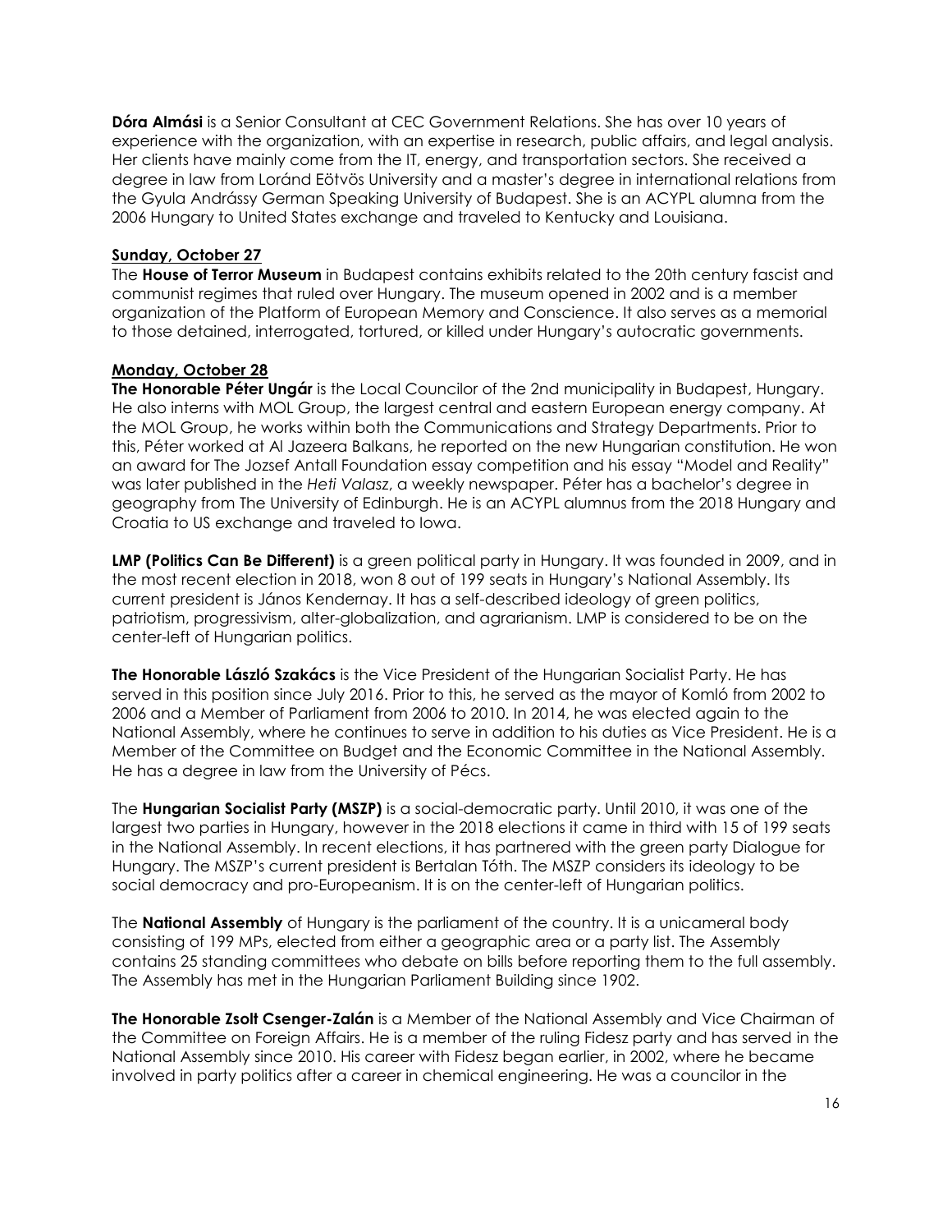**Dóra Almási** is a Senior Consultant at CEC Government Relations. She has over 10 years of experience with the organization, with an expertise in research, public affairs, and legal analysis. Her clients have mainly come from the IT, energy, and transportation sectors. She received a degree in law from Loránd Eötvös University and a master's degree in international relations from the Gyula Andrássy German Speaking University of Budapest. She is an ACYPL alumna from the 2006 Hungary to United States exchange and traveled to Kentucky and Louisiana.

**Sunday, October 27**

The **House of Terror Museum** in Budapest contains exhibits related to the 20th century fascist and communist regimes that ruled over Hungary. The museum opened in 2002 and is a member organization of the Platform of European Memory and Conscience. It also serves as a memorial to those detained, interrogated, tortured, or killed under Hungary's autocratic governments.

**Monday, October 28**

**The Honorable Péter Ungár** is the Local Councilor of the 2nd municipality in Budapest, Hungary. He also interns with MOL Group, the largest central and eastern European energy company. At the MOL Group, he works within both the Communications and Strategy Departments. Prior to this, Péter worked at Al Jazeera Balkans, he reported on the new Hungarian constitution. He won an award for The Jozsef Antall Foundation essay competition and his essay "Model and Reality" was later published in the *Heti Valasz*, a weekly newspaper. Péter has a bachelor's degree in geography from The University of Edinburgh. He is an ACYPL alumnus from the 2018 Hungary and Croatia to US exchange and traveled to Iowa.

**LMP (Politics Can Be Different)** is a green political party in Hungary. It was founded in 2009, and in the most recent election in 2018, won 8 out of 199 seats in Hungary's National Assembly. Its current president is János Kendernay. It has a self-described ideology of green politics, patriotism, progressivism, alter-globalization, and agrarianism. LMP is considered to be on the center-left of Hungarian politics.

**The Honorable László Szakács** is the Vice President of the Hungarian Socialist Party. He has served in this position since July 2016. Prior to this, he served as the mayor of Komló from 2002 to 2006 and a Member of Parliament from 2006 to 2010. In 2014, he was elected again to the National Assembly, where he continues to serve in addition to his duties as Vice President. He is a Member of the Committee on Budget and the Economic Committee in the National Assembly. He has a degree in law from the University of Pécs.

The **Hungarian Socialist Party (MSZP)** is a social-democratic party. Until 2010, it was one of the largest two parties in Hungary, however in the 2018 elections it came in third with 15 of 199 seats in the National Assembly. In recent elections, it has partnered with the green party Dialogue for Hungary. The MSZP's current president is Bertalan Tóth. The MSZP considers its ideology to be social democracy and pro-Europeanism. It is on the center-left of Hungarian politics.

The **National Assembly** of Hungary is the parliament of the country. It is a unicameral body consisting of 199 MPs, elected from either a geographic area or a party list. The Assembly contains 25 standing committees who debate on bills before reporting them to the full assembly. The Assembly has met in the Hungarian Parliament Building since 1902.

**The Honorable Zsolt Csenger-Zalán** is a Member of the National Assembly and Vice Chairman of the Committee on Foreign Affairs. He is a member of the ruling Fidesz party and has served in the National Assembly since 2010. His career with Fidesz began earlier, in 2002, where he became involved in party politics after a career in chemical engineering. He was a councilor in the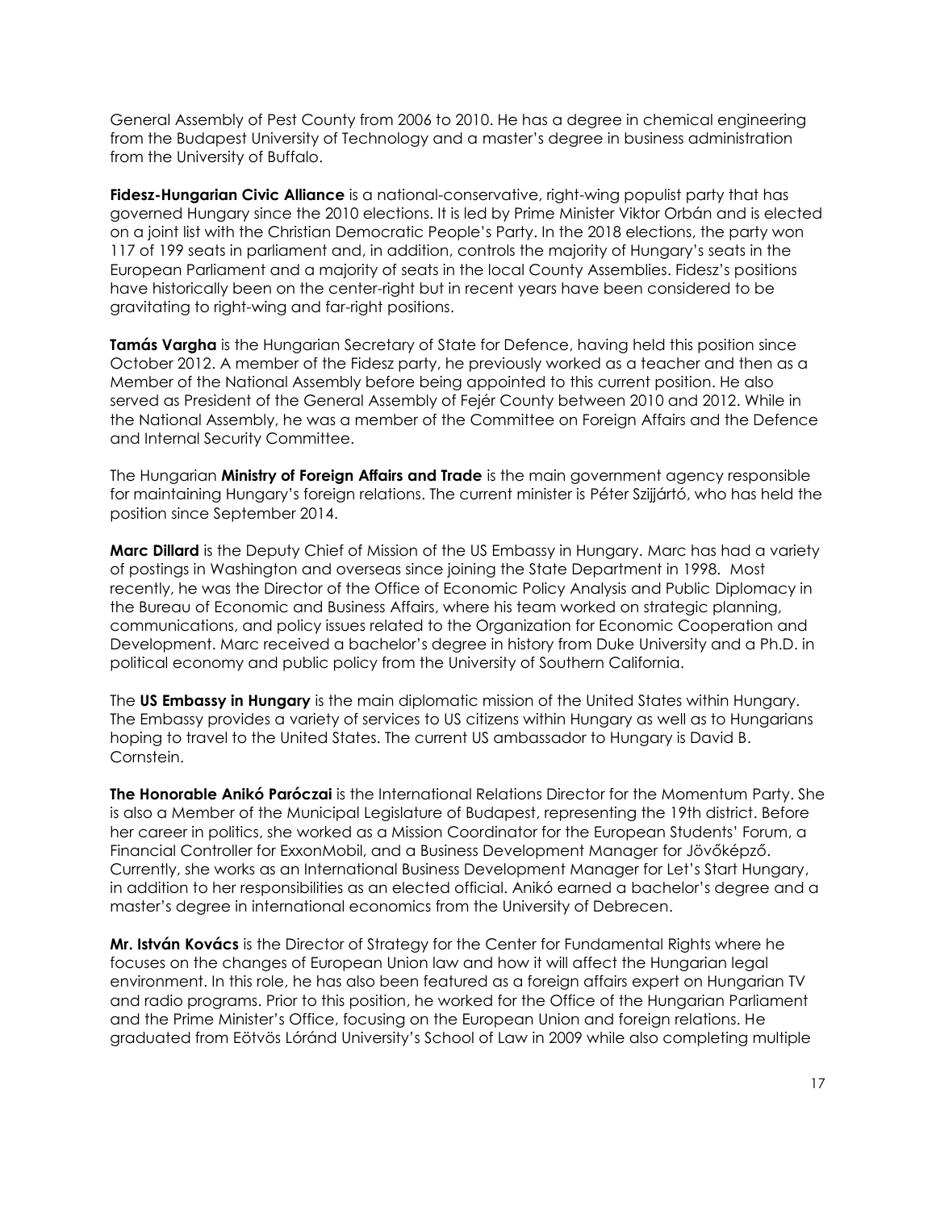General Assembly of Pest County from 2006 to 2010. He has a degree in chemical engineering from the Budapest University of Technology and a master's degree in business administration from the University of Buffalo.

**Fidesz-Hungarian Civic Alliance** is a national-conservative, right-wing populist party that has governed Hungary since the 2010 elections. It is led by Prime Minister Viktor Orbán and is elected on a joint list with the Christian Democratic People's Party. In the 2018 elections, the party won 117 of 199 seats in parliament and, in addition, controls the majority of Hungary's seats in the European Parliament and a majority of seats in the local County Assemblies. Fidesz's positions have historically been on the center-right but in recent years have been considered to be gravitating to right-wing and far-right positions.

**Tamás Vargha** is the Hungarian Secretary of State for Defence, having held this position since October 2012. A member of the Fidesz party, he previously worked as a teacher and then as a Member of the National Assembly before being appointed to this current position. He also served as President of the General Assembly of Fejér County between 2010 and 2012. While in the National Assembly, he was a member of the Committee on Foreign Affairs and the Defence and Internal Security Committee.

The Hungarian **Ministry of Foreign Affairs and Trade** is the main government agency responsible for maintaining Hungary's foreign relations. The current minister is Péter Szijjártó, who has held the position since September 2014.

**Marc Dillard** is the Deputy Chief of Mission of the US Embassy in Hungary. Marc has had a variety of postings in Washington and overseas since joining the State Department in 1998. Most recently, he was the Director of the Office of Economic Policy Analysis and Public Diplomacy in the Bureau of Economic and Business Affairs, where his team worked on strategic planning, communications, and policy issues related to the Organization for Economic Cooperation and Development. Marc received a bachelor's degree in history from Duke University and a Ph.D. in political economy and public policy from the University of Southern California.

The **US Embassy in Hungary** is the main diplomatic mission of the United States within Hungary. The Embassy provides a variety of services to US citizens within Hungary as well as to Hungarians hoping to travel to the United States. The current US ambassador to Hungary is David B. Cornstein.

**The Honorable Anikó Paróczai** is the International Relations Director for the Momentum Party. She is also a Member of the Municipal Legislature of Budapest, representing the 19th district. Before her career in politics, she worked as a Mission Coordinator for the European Students' Forum, a Financial Controller for ExxonMobil, and a Business Development Manager for Jövőképző. Currently, she works as an International Business Development Manager for Let's Start Hungary, in addition to her responsibilities as an elected official. Anikó earned a bachelor's degree and a master's degree in international economics from the University of Debrecen.

**Mr. István Kovács** is the Director of Strategy for the Center for Fundamental Rights where he focuses on the changes of European Union law and how it will affect the Hungarian legal environment. In this role, he has also been featured as a foreign affairs expert on Hungarian TV and radio programs. Prior to this position, he worked for the Office of the Hungarian Parliament and the Prime Minister's Office, focusing on the European Union and foreign relations. He graduated from Eötvös Lóránd University's School of Law in 2009 while also completing multiple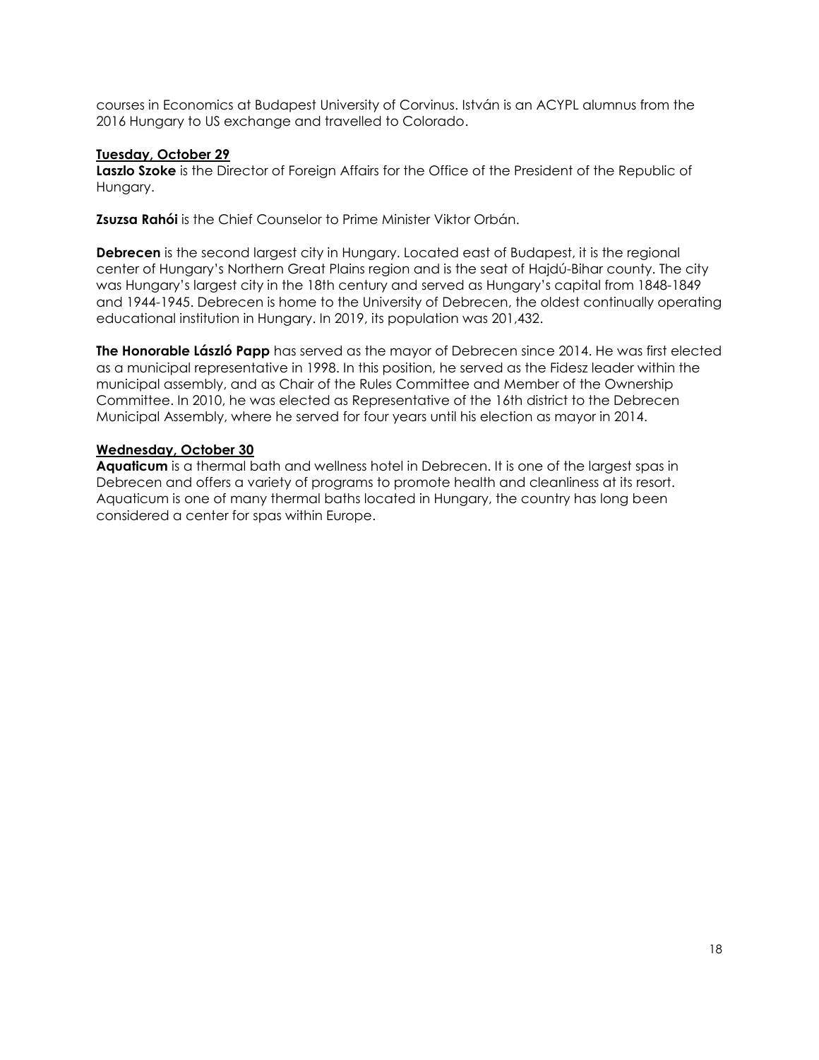courses in Economics at Budapest University of Corvinus. István is an ACYPL alumnus from the 2016 Hungary to US exchange and travelled to Colorado.

**Tuesday, October 29**

**Laszlo Szoke** is the Director of Foreign Affairs for the Office of the President of the Republic of Hungary.

**Zsuzsa Rahói** is the Chief Counselor to Prime Minister Viktor Orbán.

**Debrecen** is the second largest city in Hungary. Located east of Budapest, it is the regional center of Hungary's Northern Great Plains region and is the seat of Hajdú-Bihar county. The city was Hungary's largest city in the 18th century and served as Hungary's capital from 1848-1849 and 1944-1945. Debrecen is home to the University of Debrecen, the oldest continually operating educational institution in Hungary. In 2019, its population was 201,432.

**The Honorable László Papp** has served as the mayor of Debrecen since 2014. He was first elected as a municipal representative in 1998. In this position, he served as the Fidesz leader within the municipal assembly, and as Chair of the Rules Committee and Member of the Ownership Committee. In 2010, he was elected as Representative of the 16th district to the Debrecen Municipal Assembly, where he served for four years until his election as mayor in 2014.

**Wednesday, October 30**

**Aquaticum** is a thermal bath and wellness hotel in Debrecen. It is one of the largest spas in Debrecen and offers a variety of programs to promote health and cleanliness at its resort. Aquaticum is one of many thermal baths located in Hungary, the country has long been considered a center for spas within Europe.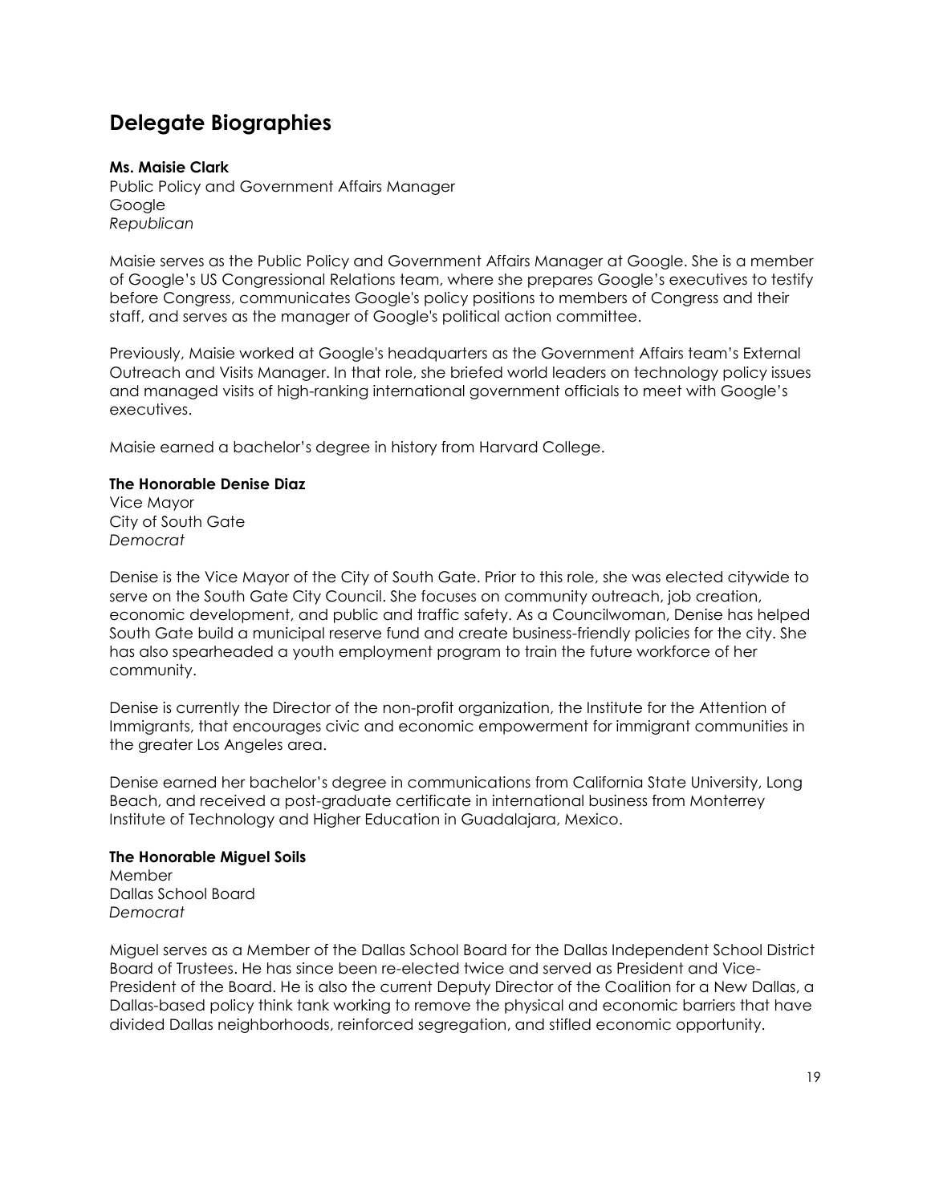# Delegate Biographies

**Ms. Maisie Clark**
Public Policy and Government Affairs Manager
Google
*Republican*

Maisie serves as the Public Policy and Government Affairs Manager at Google. She is a member of Google's US Congressional Relations team, where she prepares Google's executives to testify before Congress, communicates Google's policy positions to members of Congress and their staff, and serves as the manager of Google's political action committee.

Previously, Maisie worked at Google's headquarters as the Government Affairs team's External Outreach and Visits Manager. In that role, she briefed world leaders on technology policy issues and managed visits of high-ranking international government officials to meet with Google's executives.

Maisie earned a bachelor's degree in history from Harvard College.

**The Honorable Denise Diaz**
Vice Mayor
City of South Gate
*Democrat*

Denise is the Vice Mayor of the City of South Gate. Prior to this role, she was elected citywide to serve on the South Gate City Council. She focuses on community outreach, job creation, economic development, and public and traffic safety. As a Councilwoman, Denise has helped South Gate build a municipal reserve fund and create business-friendly policies for the city. She has also spearheaded a youth employment program to train the future workforce of her community.

Denise is currently the Director of the non-profit organization, the Institute for the Attention of Immigrants, that encourages civic and economic empowerment for immigrant communities in the greater Los Angeles area.

Denise earned her bachelor's degree in communications from California State University, Long Beach, and received a post-graduate certificate in international business from Monterrey Institute of Technology and Higher Education in Guadalajara, Mexico.

**The Honorable Miguel Soils**
Member
Dallas School Board
*Democrat*

Miguel serves as a Member of the Dallas School Board for the Dallas Independent School District Board of Trustees. He has since been re-elected twice and served as President and Vice-President of the Board. He is also the current Deputy Director of the Coalition for a New Dallas, a Dallas-based policy think tank working to remove the physical and economic barriers that have divided Dallas neighborhoods, reinforced segregation, and stifled economic opportunity.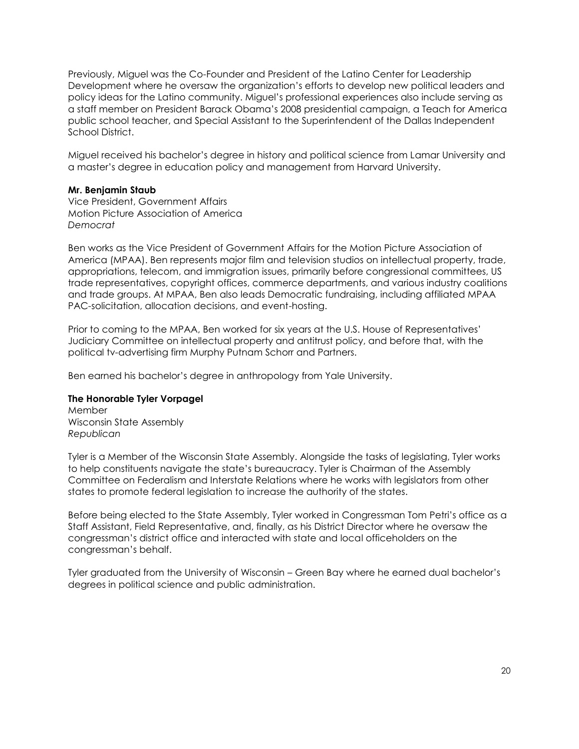Previously, Miguel was the Co-Founder and President of the Latino Center for Leadership Development where he oversaw the organization's efforts to develop new political leaders and policy ideas for the Latino community. Miguel's professional experiences also include serving as a staff member on President Barack Obama's 2008 presidential campaign, a Teach for America public school teacher, and Special Assistant to the Superintendent of the Dallas Independent School District.

Miguel received his bachelor's degree in history and political science from Lamar University and a master's degree in education policy and management from Harvard University.

**Mr. Benjamin Staub**
Vice President, Government Affairs
Motion Picture Association of America
*Democrat*

Ben works as the Vice President of Government Affairs for the Motion Picture Association of America (MPAA). Ben represents major film and television studios on intellectual property, trade, appropriations, telecom, and immigration issues, primarily before congressional committees, US trade representatives, copyright offices, commerce departments, and various industry coalitions and trade groups. At MPAA, Ben also leads Democratic fundraising, including affiliated MPAA PAC-solicitation, allocation decisions, and event-hosting.

Prior to coming to the MPAA, Ben worked for six years at the U.S. House of Representatives' Judiciary Committee on intellectual property and antitrust policy, and before that, with the political tv-advertising firm Murphy Putnam Schorr and Partners.

Ben earned his bachelor's degree in anthropology from Yale University.

**The Honorable Tyler Vorpagel**
Member
Wisconsin State Assembly
*Republican*

Tyler is a Member of the Wisconsin State Assembly. Alongside the tasks of legislating, Tyler works to help constituents navigate the state's bureaucracy. Tyler is Chairman of the Assembly Committee on Federalism and Interstate Relations where he works with legislators from other states to promote federal legislation to increase the authority of the states.

Before being elected to the State Assembly, Tyler worked in Congressman Tom Petri's office as a Staff Assistant, Field Representative, and, finally, as his District Director where he oversaw the congressman's district office and interacted with state and local officeholders on the congressman's behalf.

Tyler graduated from the University of Wisconsin – Green Bay where he earned dual bachelor's degrees in political science and public administration.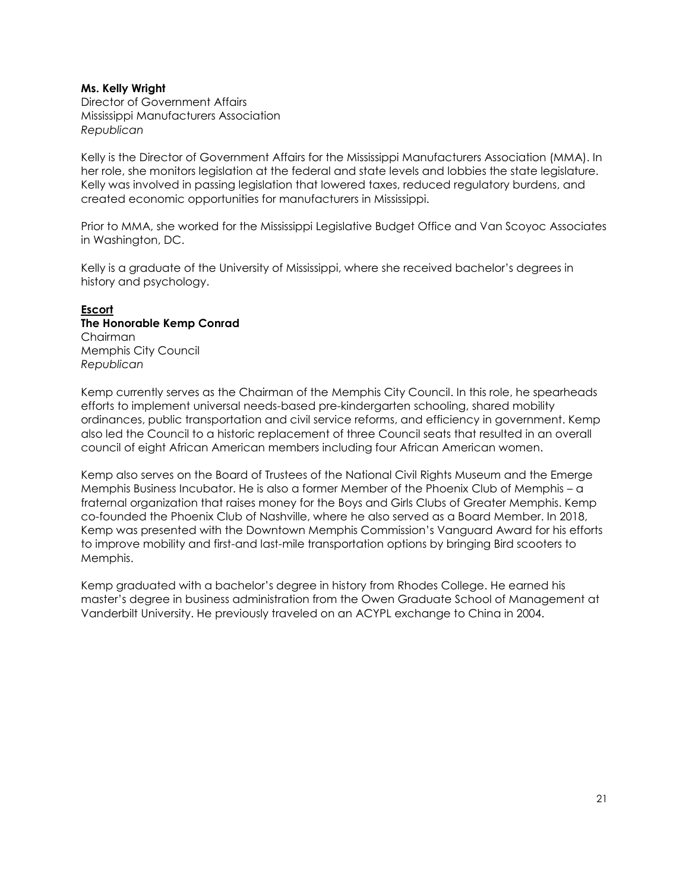**Ms. Kelly Wright**
Director of Government Affairs
Mississippi Manufacturers Association
*Republican*

Kelly is the Director of Government Affairs for the Mississippi Manufacturers Association (MMA). In her role, she monitors legislation at the federal and state levels and lobbies the state legislature. Kelly was involved in passing legislation that lowered taxes, reduced regulatory burdens, and created economic opportunities for manufacturers in Mississippi.

Prior to MMA, she worked for the Mississippi Legislative Budget Office and Van Scoyoc Associates in Washington, DC.

Kelly is a graduate of the University of Mississippi, where she received bachelor's degrees in history and psychology.

**Escort**

**The Honorable Kemp Conrad**
Chairman
Memphis City Council
*Republican*

Kemp currently serves as the Chairman of the Memphis City Council. In this role, he spearheads efforts to implement universal needs-based pre-kindergarten schooling, shared mobility ordinances, public transportation and civil service reforms, and efficiency in government. Kemp also led the Council to a historic replacement of three Council seats that resulted in an overall council of eight African American members including four African American women.

Kemp also serves on the Board of Trustees of the National Civil Rights Museum and the Emerge Memphis Business Incubator. He is also a former Member of the Phoenix Club of Memphis – a fraternal organization that raises money for the Boys and Girls Clubs of Greater Memphis. Kemp co-founded the Phoenix Club of Nashville, where he also served as a Board Member. In 2018, Kemp was presented with the Downtown Memphis Commission's Vanguard Award for his efforts to improve mobility and first-and last-mile transportation options by bringing Bird scooters to Memphis.

Kemp graduated with a bachelor's degree in history from Rhodes College. He earned his master's degree in business administration from the Owen Graduate School of Management at Vanderbilt University. He previously traveled on an ACYPL exchange to China in 2004.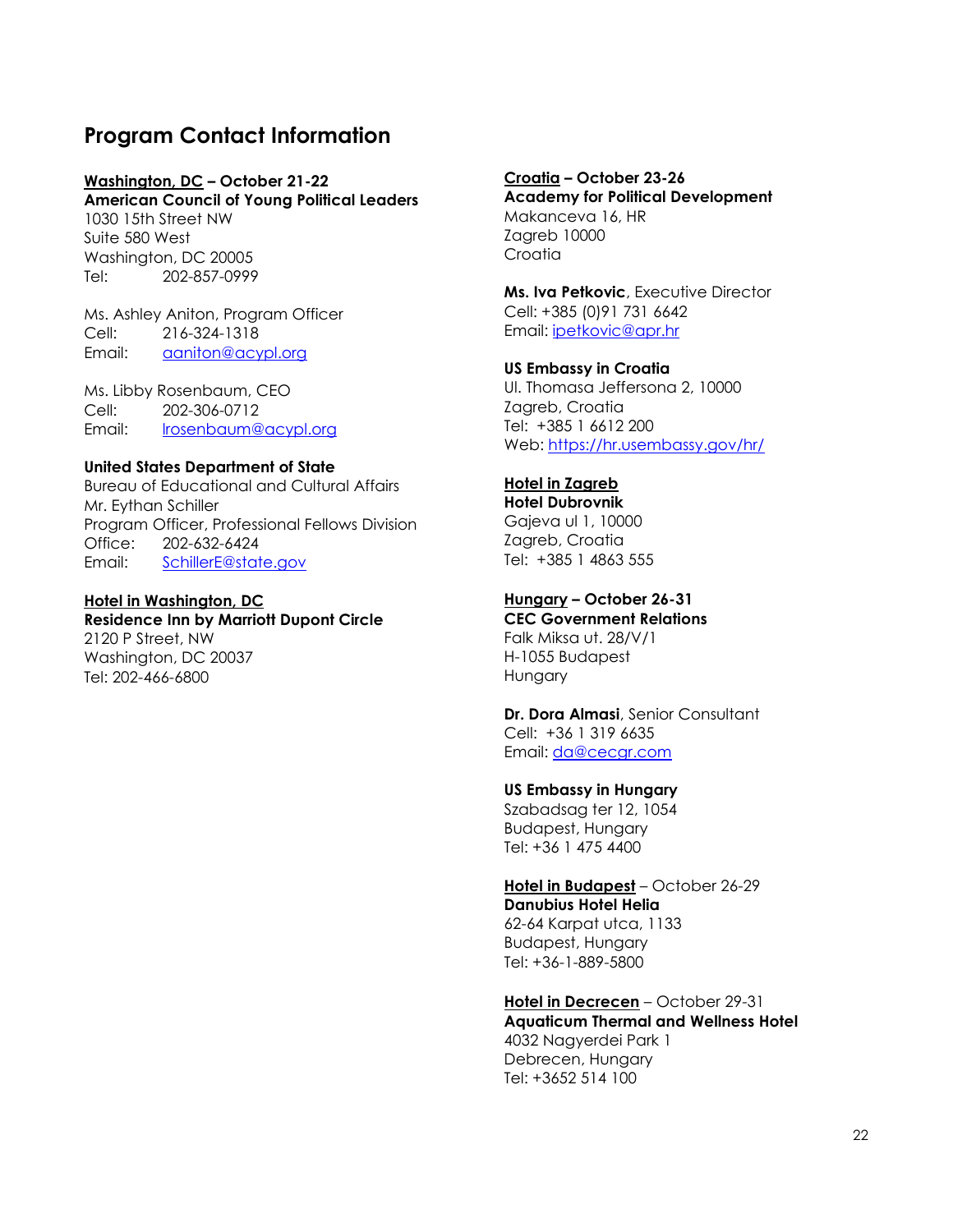# Program Contact Information

**Washington, DC – October 21-22**
**American Council of Young Political Leaders**
1030 15th Street NW
Suite 580 West
Washington, DC 20005
Tel: 202-857-0999

Ms. Ashley Aniton, Program Officer
Cell: 216-324-1318
Email: aaniton@acypl.org

Ms. Libby Rosenbaum, CEO
Cell: 202-306-0712
Email: lrosenbaum@acypl.org

**United States Department of State**
Bureau of Educational and Cultural Affairs
Mr. Eythan Schiller
Program Officer, Professional Fellows Division
Office: 202-632-6424
Email: SchillerE@state.gov

**Hotel in Washington, DC**
**Residence Inn by Marriott Dupont Circle**
2120 P Street, NW
Washington, DC 20037
Tel: 202-466-6800

**Croatia – October 23-26**
**Academy for Political Development**
Makanceva 16, HR
Zagreb 10000
Croatia

**Ms. Iva Petkovic**, Executive Director
Cell: +385 (0)91 731 6642
Email: ipetkovic@apr.hr

**US Embassy in Croatia**
Ul. Thomasa Jeffersona 2, 10000
Zagreb, Croatia
Tel: +385 1 6612 200
Web: https://hr.usembassy.gov/hr/

**Hotel in Zagreb**
**Hotel Dubrovnik**
Gajeva ul 1, 10000
Zagreb, Croatia
Tel: +385 1 4863 555

**Hungary – October 26-31**
**CEC Government Relations**
Falk Miksa ut. 28/V/1
H-1055 Budapest
Hungary

**Dr. Dora Almasi**, Senior Consultant
Cell: +36 1 319 6635
Email: da@cecgr.com

**US Embassy in Hungary**
Szabadsag ter 12, 1054
Budapest, Hungary
Tel: +36 1 475 4400

**Hotel in Budapest** – October 26-29
**Danubius Hotel Helia**
62-64 Karpat utca, 1133
Budapest, Hungary
Tel: +36-1-889-5800

**Hotel in Decrecen** – October 29-31
**Aquaticum Thermal and Wellness Hotel**
4032 Nagyerdei Park 1
Debrecen, Hungary
Tel: +3652 514 100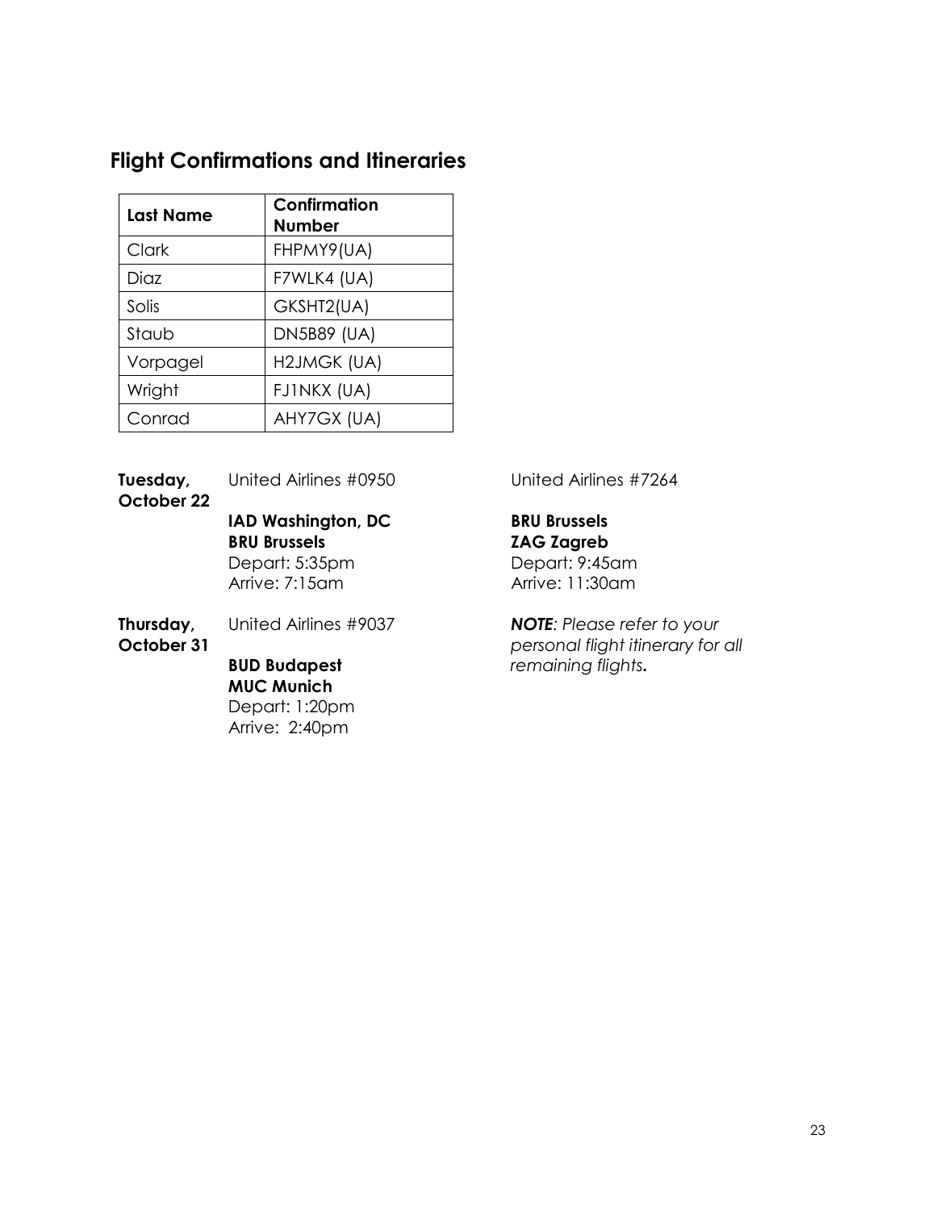## Flight Confirmations and Itineraries

| Last Name | Confirmation Number |
|---|---|
| Clark | FHPMY9(UA) |
| Diaz | F7WLK4 (UA) |
| Solis | GKSHT2(UA) |
| Staub | DN5B89 (UA) |
| Vorpagel | H2JMGK (UA) |
| Wright | FJ1NKX (UA) |
| Conrad | AHY7GX (UA) |

**Tuesday, October 22**

United Airlines #0950

**IAD Washington, DC**
**BRU Brussels**
Depart: 5:35pm
Arrive: 7:15am

United Airlines #7264

**BRU Brussels**
**ZAG Zagreb**
Depart: 9:45am
Arrive: 11:30am

**Thursday, October 31**

United Airlines #9037

**BUD Budapest**
**MUC Munich**
Depart: 1:20pm
Arrive: 2:40pm

***NOTE**: Please refer to your personal flight itinerary for all remaining flights.*